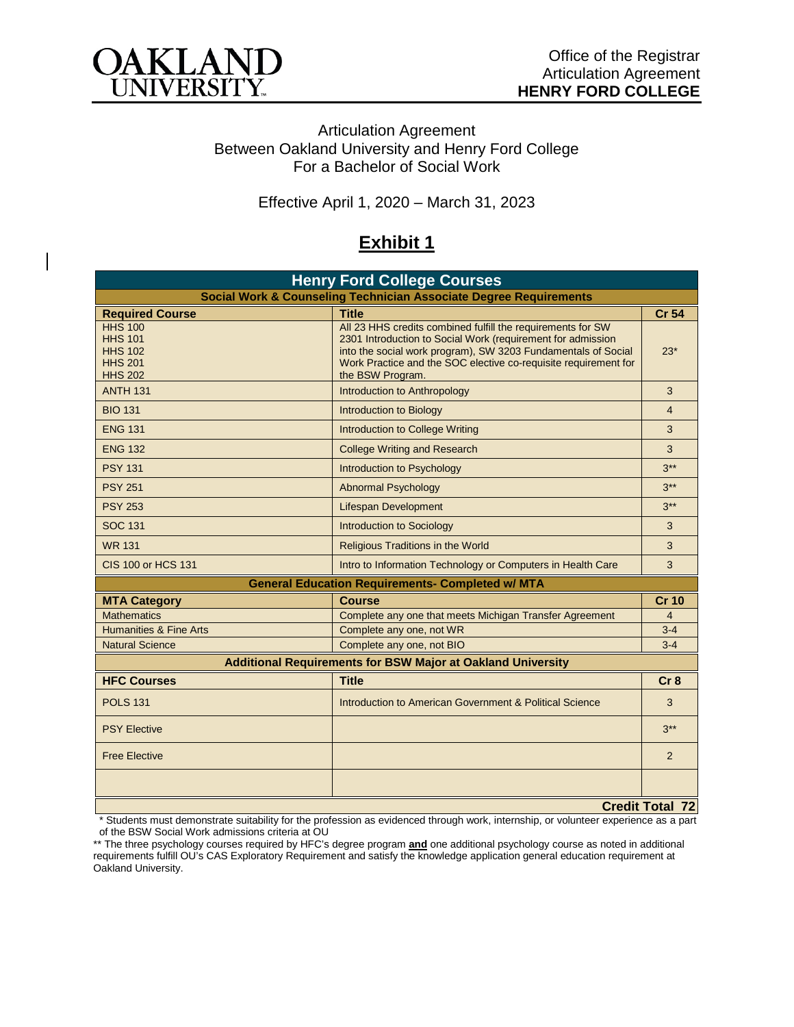Office of the Registrar
Articulation Agreement
**HENRY FORD COLLEGE**

# Articulation Agreement Between Oakland University and Henry Ford College For a Bachelor of Social Work

Effective April 1, 2020 – March 31, 2023

## Exhibit 1

| Henry Ford College Courses | | |
|---|---|---|
| **Social Work & Counseling Technician Associate Degree Requirements** | | |
| **Required Course** | **Title** | **Cr 54** |
| HHS 100<br>HHS 101<br>HHS 102<br>HHS 201<br>HHS 202 | All 23 HHS credits combined fulfill the requirements for SW 2301 Introduction to Social Work (requirement for admission into the social work program), SW 3203 Fundamentals of Social Work Practice and the SOC elective co-requisite requirement for the BSW Program. | 23* |
| ANTH 131 | Introduction to Anthropology | 3 |
| BIO 131 | Introduction to Biology | 4 |
| ENG 131 | Introduction to College Writing | 3 |
| ENG 132 | College Writing and Research | 3 |
| PSY 131 | Introduction to Psychology | 3** |
| PSY 251 | Abnormal Psychology | 3** |
| PSY 253 | Lifespan Development | 3** |
| SOC 131 | Introduction to Sociology | 3 |
| WR 131 | Religious Traditions in the World | 3 |
| CIS 100 or HCS 131 | Intro to Information Technology or Computers in Health Care | 3 |
| **General Education Requirements- Completed w/ MTA** | | |
| **MTA Category** | **Course** | **Cr 10** |
| Mathematics | Complete any one that meets Michigan Transfer Agreement | 4 |
| Humanities & Fine Arts | Complete any one, not WR | 3-4 |
| Natural Science | Complete any one, not BIO | 3-4 |
| **Additional Requirements for BSW Major at Oakland University** | | |
| **HFC Courses** | **Title** | **Cr 8** |
| POLS 131 | Introduction to American Government & Political Science | 3 |
| PSY Elective | | 3** |
| Free Elective | | 2 |
| | | |
| | | **Credit Total 72** |

\* Students must demonstrate suitability for the profession as evidenced through work, internship, or volunteer experience as a part of the BSW Social Work admissions criteria at OU

\*\* The three psychology courses required by HFC's degree program **and** one additional psychology course as noted in additional requirements fulfill OU's CAS Exploratory Requirement and satisfy the knowledge application general education requirement at Oakland University.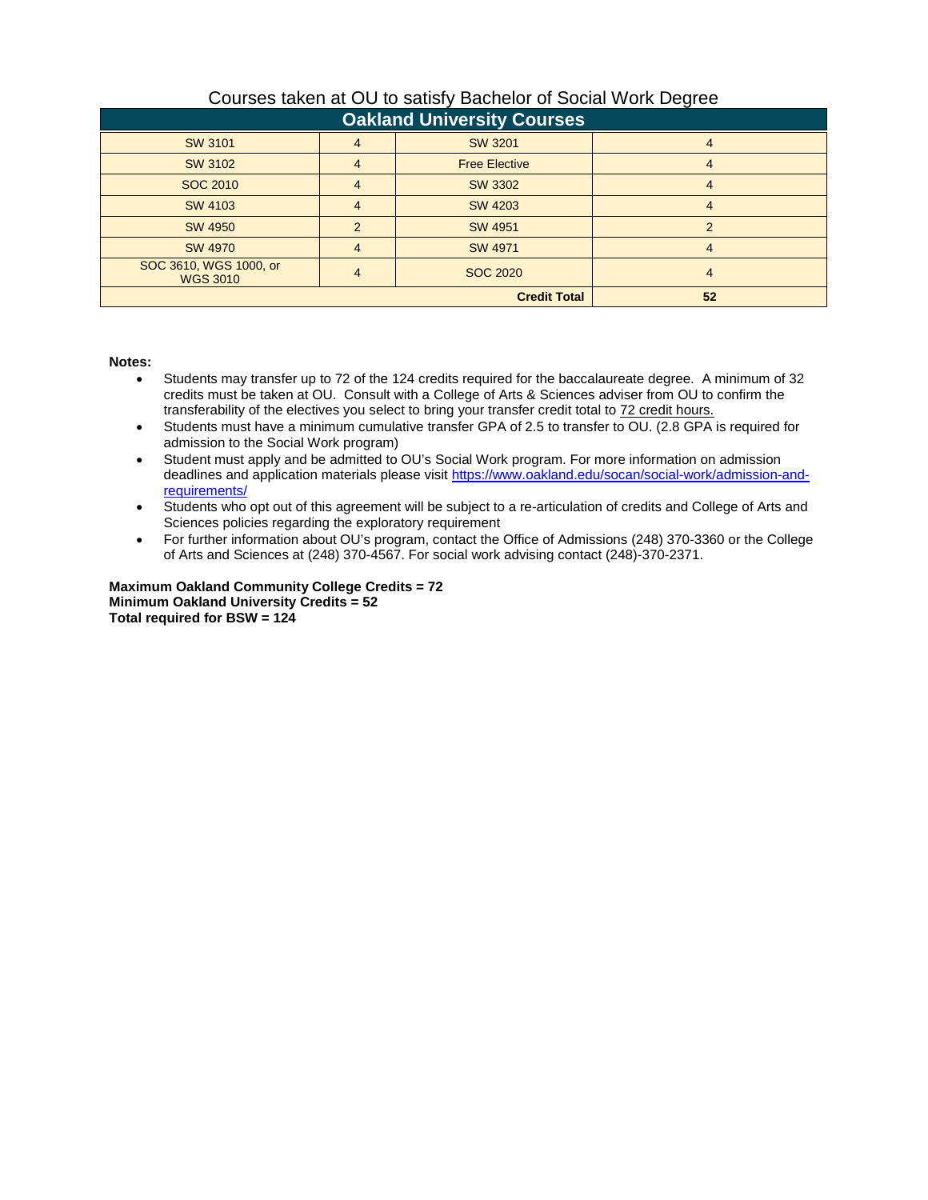Courses taken at OU to satisfy Bachelor of Social Work Degree

| Oakland University Courses | | | |
|---|---|---|---|
| SW 3101 | 4 | SW 3201 | 4 |
| SW 3102 | 4 | Free Elective | 4 |
| SOC 2010 | 4 | SW 3302 | 4 |
| SW 4103 | 4 | SW 4203 | 4 |
| SW 4950 | 2 | SW 4951 | 2 |
| SW 4970 | 4 | SW 4971 | 4 |
| SOC 3610, WGS 1000, or WGS 3010 | 4 | SOC 2020 | 4 |
| | | **Credit Total** | **52** |

**Notes:**

- Students may transfer up to 72 of the 124 credits required for the baccalaureate degree. A minimum of 32 credits must be taken at OU. Consult with a College of Arts & Sciences adviser from OU to confirm the transferability of the electives you select to bring your transfer credit total to 72 credit hours.
- Students must have a minimum cumulative transfer GPA of 2.5 to transfer to OU. (2.8 GPA is required for admission to the Social Work program)
- Student must apply and be admitted to OU's Social Work program. For more information on admission deadlines and application materials please visit [https://www.oakland.edu/socan/social-work/admission-and-requirements/](https://www.oakland.edu/socan/social-work/admission-and-requirements/)
- Students who opt out of this agreement will be subject to a re-articulation of credits and College of Arts and Sciences policies regarding the exploratory requirement
- For further information about OU's program, contact the Office of Admissions (248) 370-3360 or the College of Arts and Sciences at (248) 370-4567. For social work advising contact (248)-370-2371.

**Maximum Oakland Community College Credits = 72**
**Minimum Oakland University Credits = 52**
**Total required for BSW = 124**